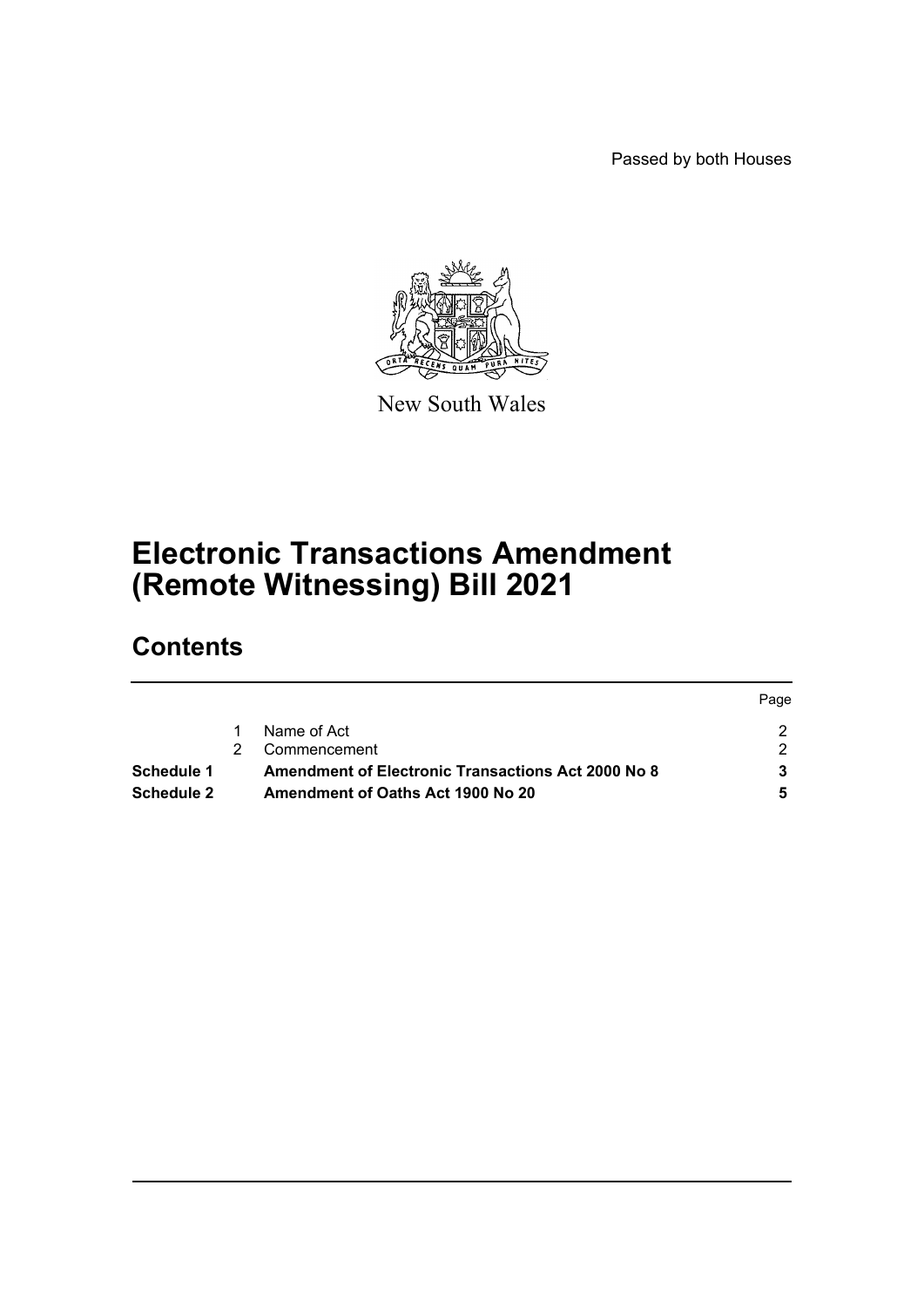Passed by both Houses

New South Wales

# Electronic Transactions Amendment (Remote Witnessing) Bill 2021

## Contents

| | | | Page |
|---|---|---|---|
| | 1 | Name of Act | 2 |
| | 2 | Commencement | 2 |
| **Schedule 1** | | **Amendment of Electronic Transactions Act 2000 No 8** | **3** |
| **Schedule 2** | | **Amendment of Oaths Act 1900 No 20** | **5** |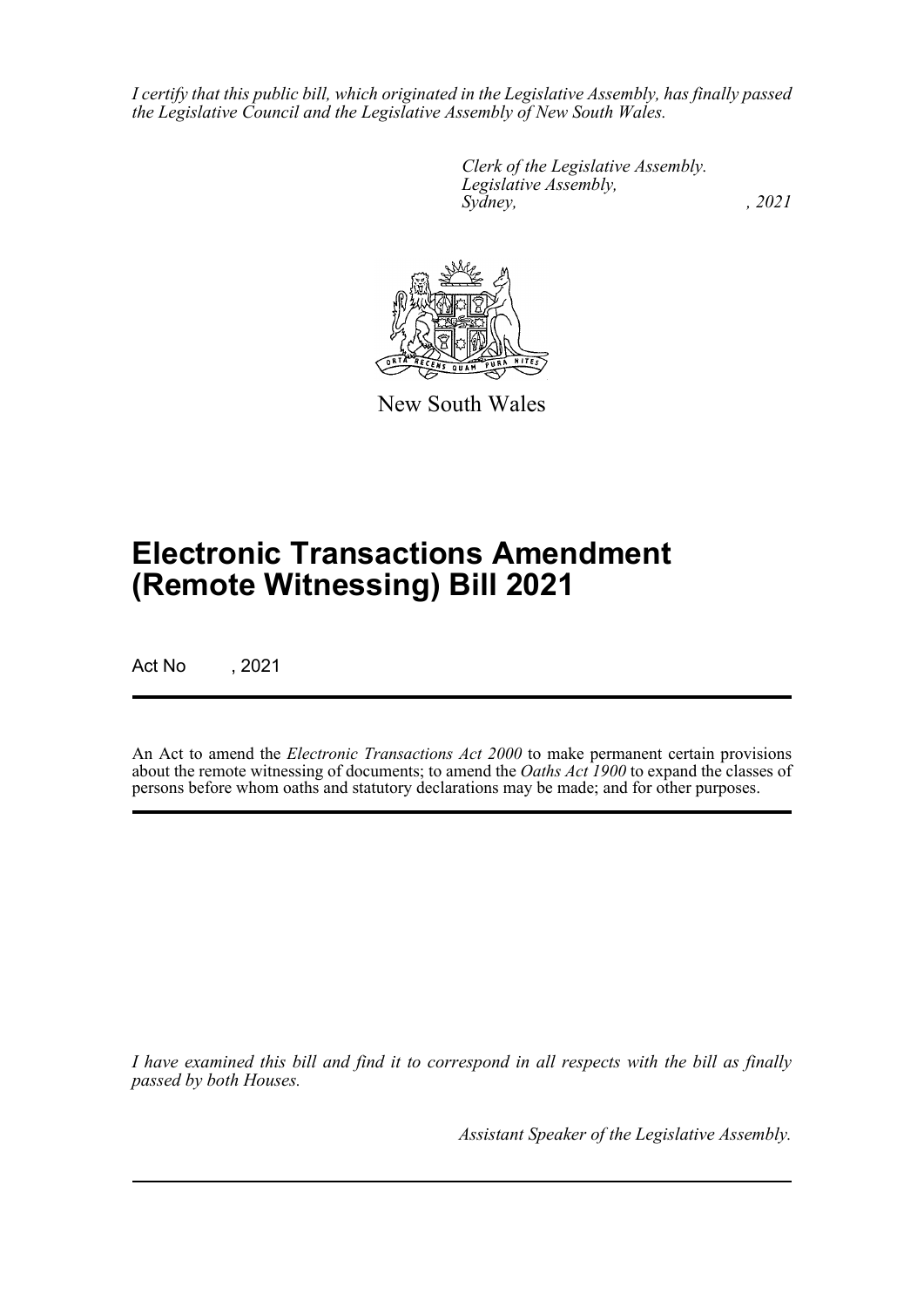*I certify that this public bill, which originated in the Legislative Assembly, has finally passed the Legislative Council and the Legislative Assembly of New South Wales.*

*Clerk of the Legislative Assembly.*
*Legislative Assembly,*
*Sydney, , 2021*

New South Wales

# Electronic Transactions Amendment (Remote Witnessing) Bill 2021

Act No , 2021

An Act to amend the *Electronic Transactions Act 2000* to make permanent certain provisions about the remote witnessing of documents; to amend the *Oaths Act 1900* to expand the classes of persons before whom oaths and statutory declarations may be made; and for other purposes.

*I have examined this bill and find it to correspond in all respects with the bill as finally passed by both Houses.*

*Assistant Speaker of the Legislative Assembly.*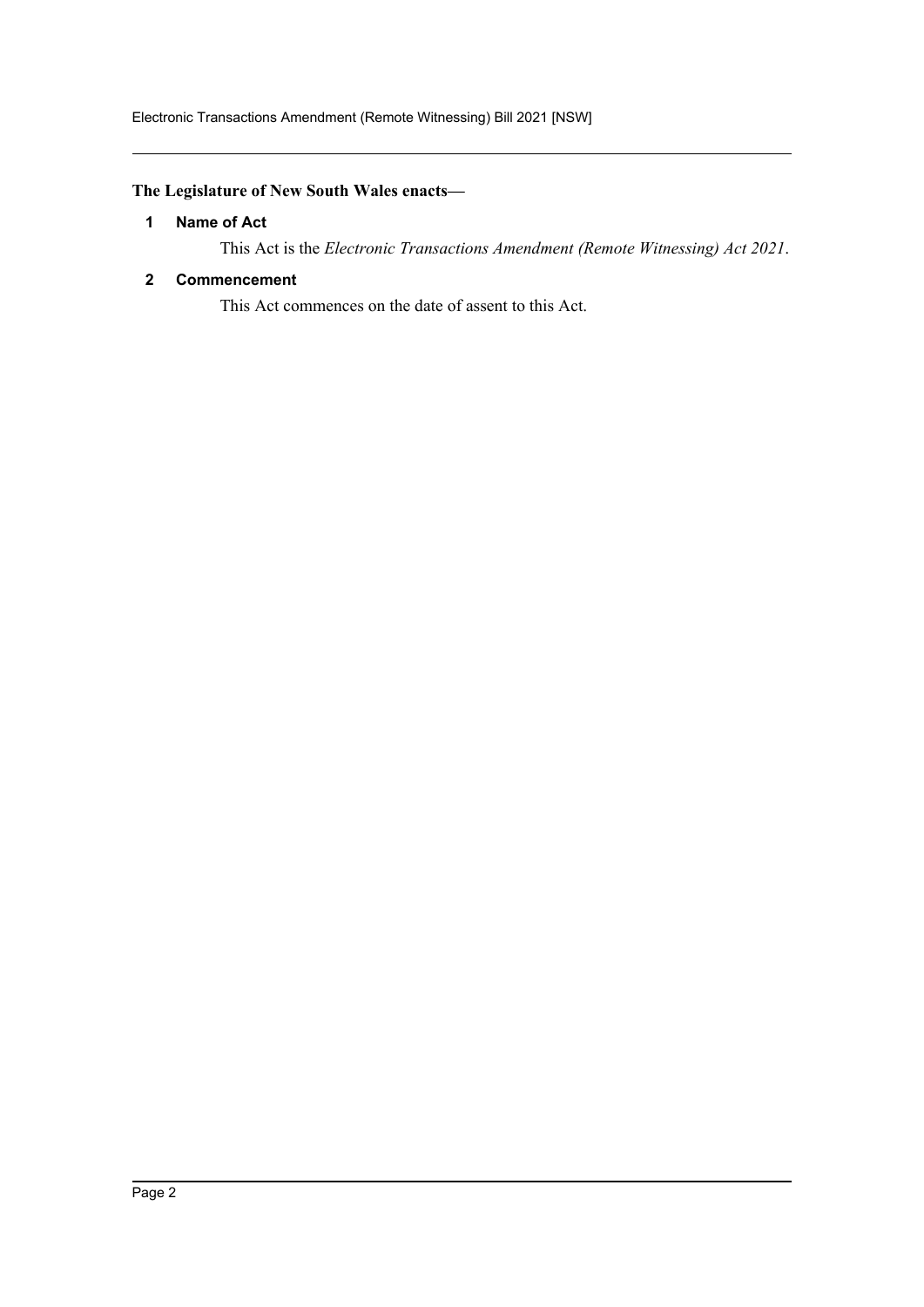**The Legislature of New South Wales enacts—**

### 1 Name of Act

This Act is the *Electronic Transactions Amendment (Remote Witnessing) Act 2021*.

### 2 Commencement

This Act commences on the date of assent to this Act.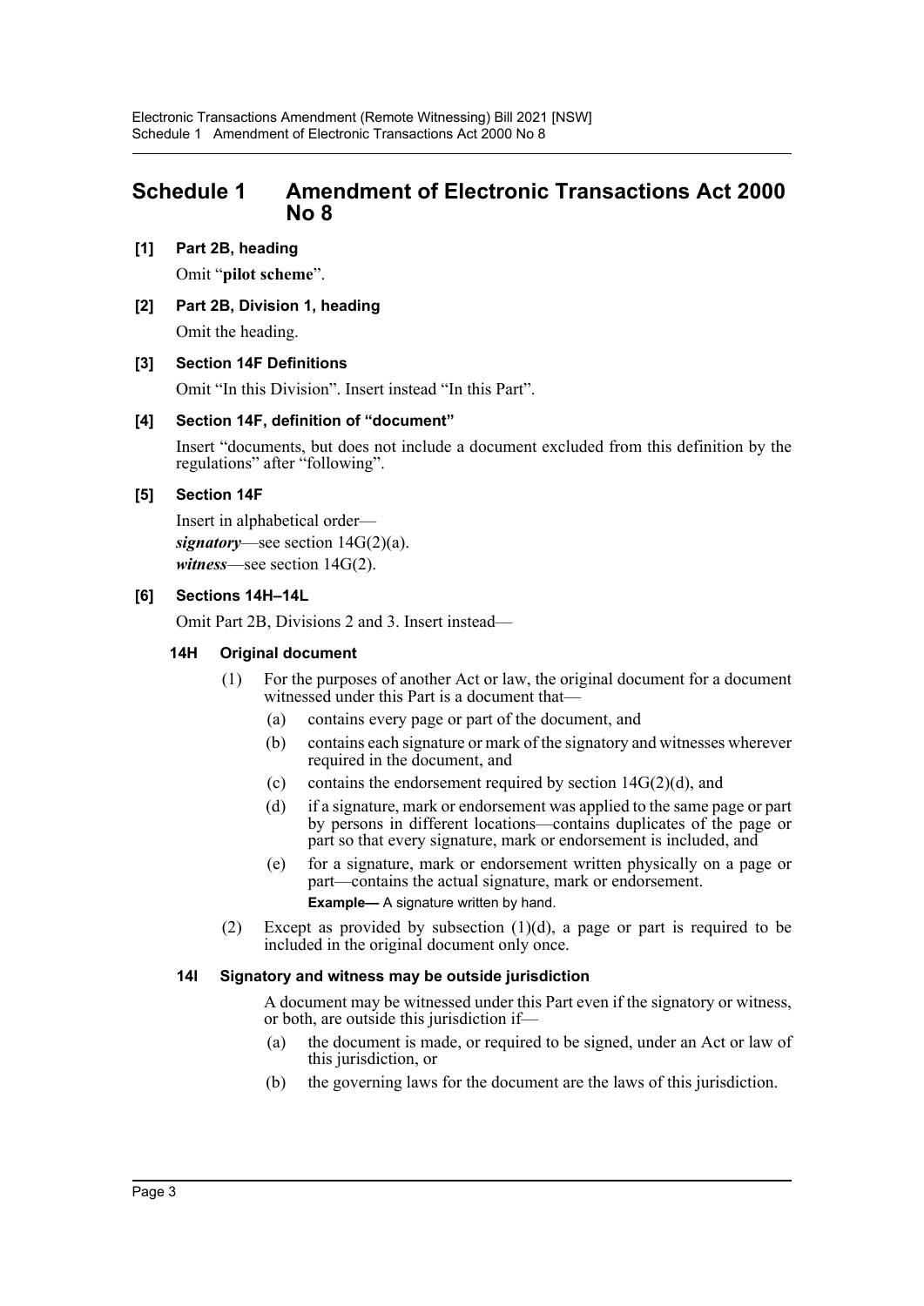# Schedule 1 Amendment of Electronic Transactions Act 2000 No 8

**[1] Part 2B, heading**

Omit "**pilot scheme**".

**[2] Part 2B, Division 1, heading**

Omit the heading.

**[3] Section 14F Definitions**

Omit "In this Division". Insert instead "In this Part".

**[4] Section 14F, definition of "document"**

Insert "documents, but does not include a document excluded from this definition by the regulations" after "following".

**[5] Section 14F**

Insert in alphabetical order—

***signatory***—see section 14G(2)(a).

***witness***—see section 14G(2).

**[6] Sections 14H–14L**

Omit Part 2B, Divisions 2 and 3. Insert instead—

**14H Original document**

(1) For the purposes of another Act or law, the original document for a document witnessed under this Part is a document that—

(a) contains every page or part of the document, and

(b) contains each signature or mark of the signatory and witnesses wherever required in the document, and

(c) contains the endorsement required by section 14G(2)(d), and

(d) if a signature, mark or endorsement was applied to the same page or part by persons in different locations—contains duplicates of the page or part so that every signature, mark or endorsement is included, and

(e) for a signature, mark or endorsement written physically on a page or part—contains the actual signature, mark or endorsement.

**Example—** A signature written by hand.

(2) Except as provided by subsection (1)(d), a page or part is required to be included in the original document only once.

**14I Signatory and witness may be outside jurisdiction**

A document may be witnessed under this Part even if the signatory or witness, or both, are outside this jurisdiction if—

(a) the document is made, or required to be signed, under an Act or law of this jurisdiction, or

(b) the governing laws for the document are the laws of this jurisdiction.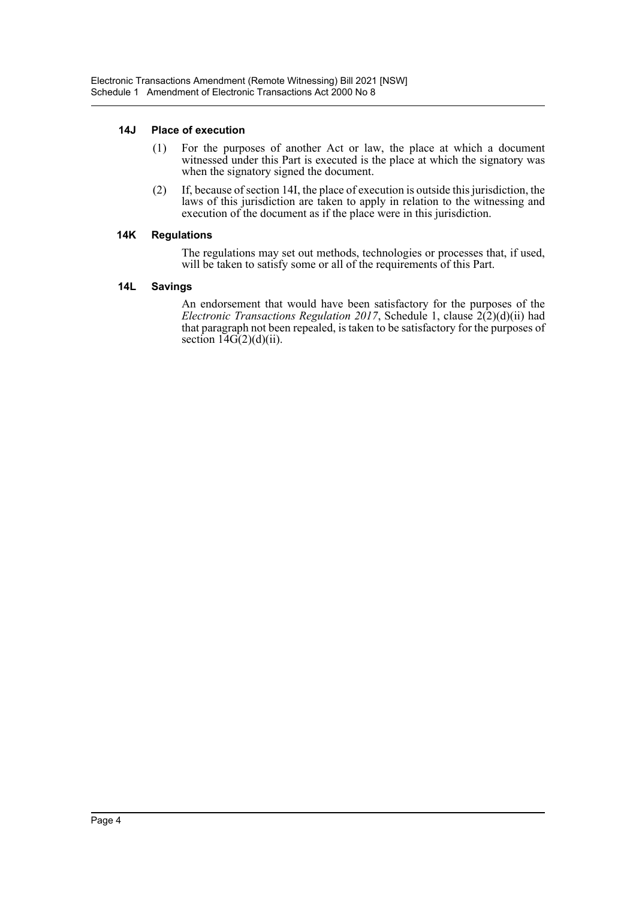#### 14J Place of execution

(1) For the purposes of another Act or law, the place at which a document witnessed under this Part is executed is the place at which the signatory was when the signatory signed the document.

(2) If, because of section 14I, the place of execution is outside this jurisdiction, the laws of this jurisdiction are taken to apply in relation to the witnessing and execution of the document as if the place were in this jurisdiction.

#### 14K Regulations

The regulations may set out methods, technologies or processes that, if used, will be taken to satisfy some or all of the requirements of this Part.

#### 14L Savings

An endorsement that would have been satisfactory for the purposes of the *Electronic Transactions Regulation 2017*, Schedule 1, clause 2(2)(d)(ii) had that paragraph not been repealed, is taken to be satisfactory for the purposes of section 14G(2)(d)(ii).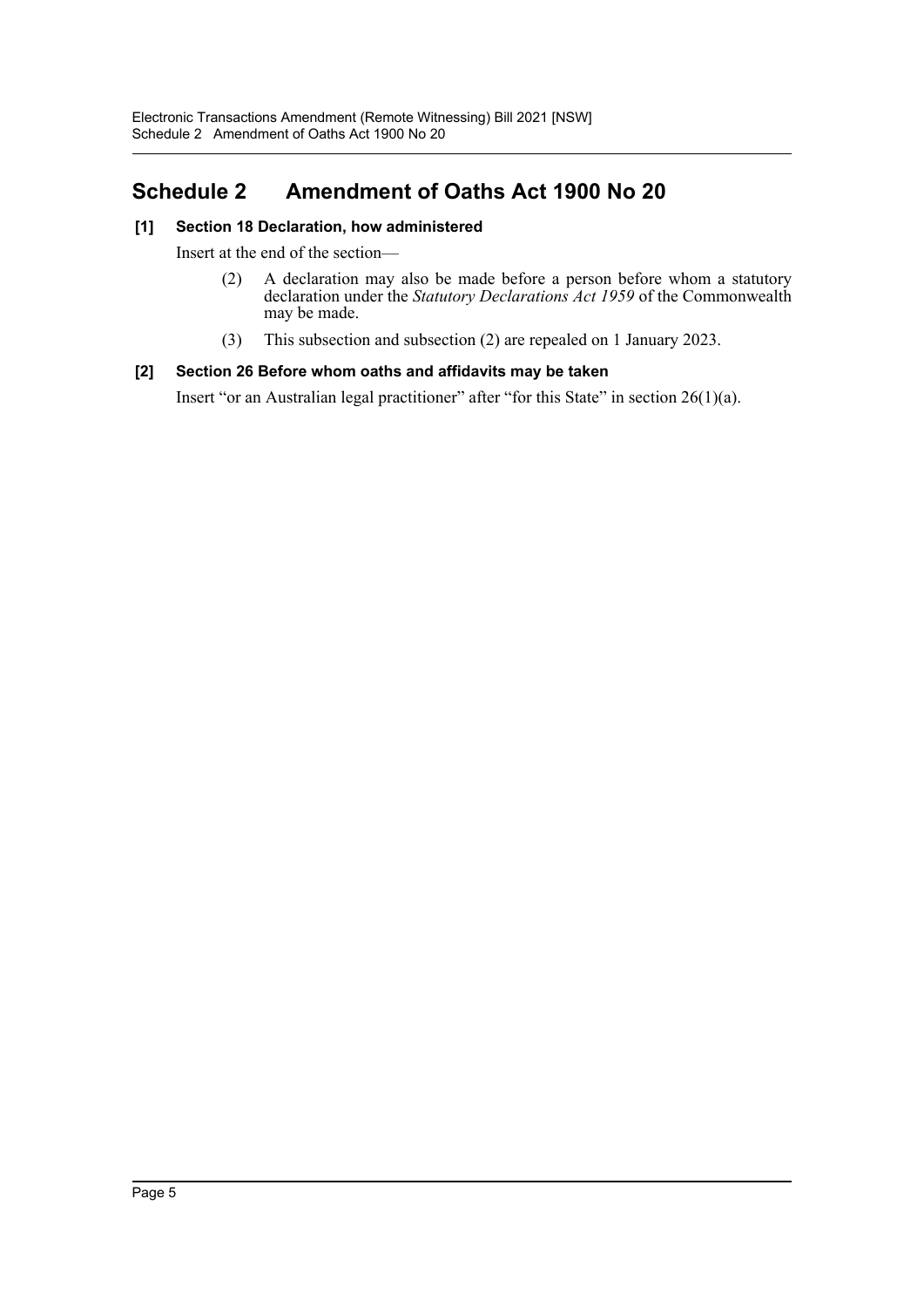# Schedule 2 Amendment of Oaths Act 1900 No 20

**[1] Section 18 Declaration, how administered**

Insert at the end of the section—

(2) A declaration may also be made before a person before whom a statutory declaration under the *Statutory Declarations Act 1959* of the Commonwealth may be made.

(3) This subsection and subsection (2) are repealed on 1 January 2023.

**[2] Section 26 Before whom oaths and affidavits may be taken**

Insert "or an Australian legal practitioner" after "for this State" in section 26(1)(a).